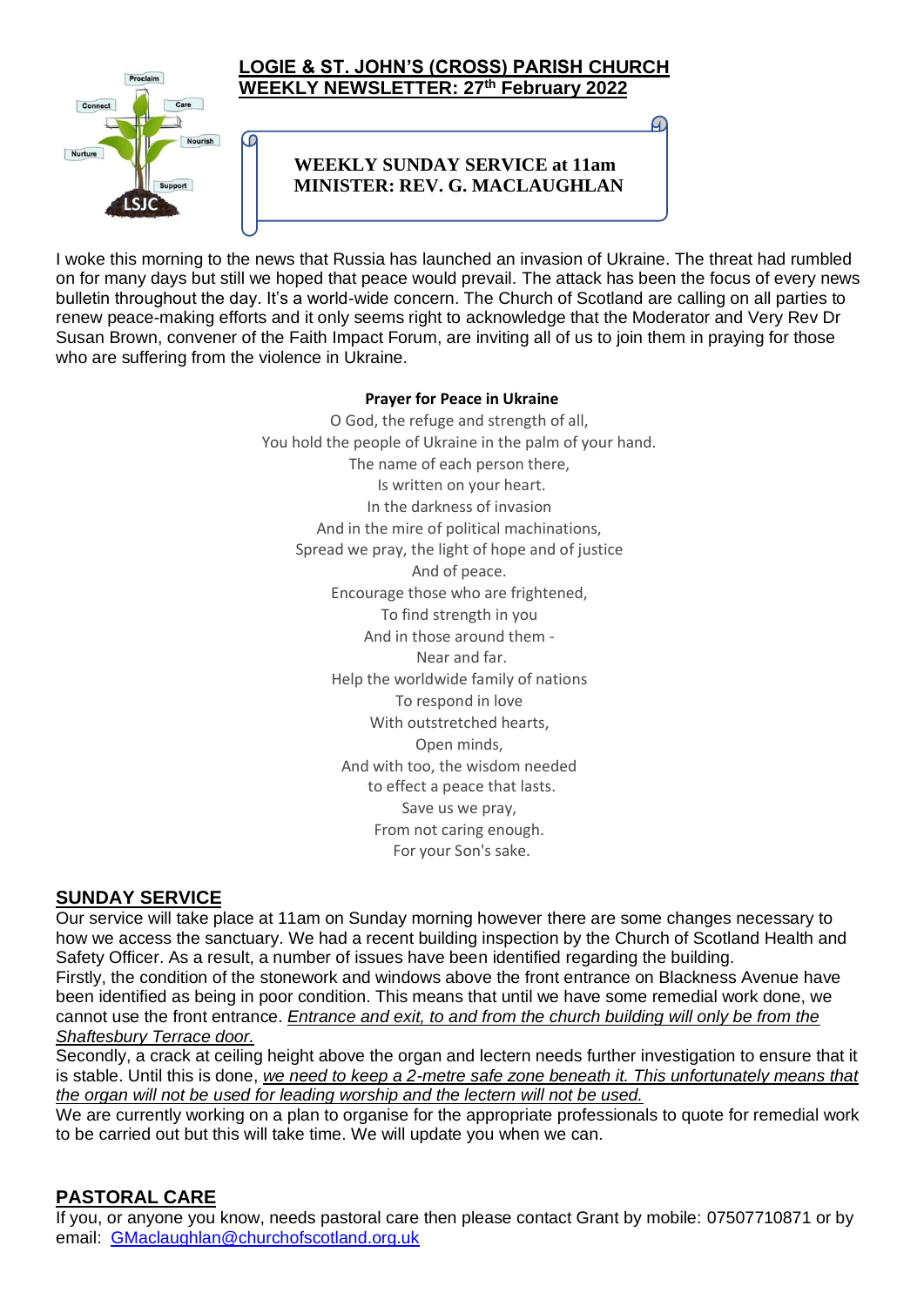# LOGIE & ST. JOHN'S (CROSS) PARISH CHURCH
## WEEKLY NEWSLETTER: 27th February 2022

**WEEKLY SUNDAY SERVICE at 11am**
**MINISTER: REV. G. MACLAUGHLAN**

I woke this morning to the news that Russia has launched an invasion of Ukraine. The threat had rumbled on for many days but still we hoped that peace would prevail. The attack has been the focus of every news bulletin throughout the day. It's a world-wide concern. The Church of Scotland are calling on all parties to renew peace-making efforts and it only seems right to acknowledge that the Moderator and Very Rev Dr Susan Brown, convener of the Faith Impact Forum, are inviting all of us to join them in praying for those who are suffering from the violence in Ukraine.

**Prayer for Peace in Ukraine**

O God, the refuge and strength of all,
You hold the people of Ukraine in the palm of your hand.
The name of each person there,
Is written on your heart.
In the darkness of invasion
And in the mire of political machinations,
Spread we pray, the light of hope and of justice
And of peace.
Encourage those who are frightened,
To find strength in you
And in those around them -
Near and far.
Help the worldwide family of nations
To respond in love
With outstretched hearts,
Open minds,
And with too, the wisdom needed
to effect a peace that lasts.
Save us we pray,
From not caring enough.
For your Son's sake.

## SUNDAY SERVICE

Our service will take place at 11am on Sunday morning however there are some changes necessary to how we access the sanctuary. We had a recent building inspection by the Church of Scotland Health and Safety Officer. As a result, a number of issues have been identified regarding the building.

Firstly, the condition of the stonework and windows above the front entrance on Blackness Avenue have been identified as being in poor condition. This means that until we have some remedial work done, we cannot use the front entrance. *Entrance and exit, to and from the church building will only be from the Shaftesbury Terrace door.*

Secondly, a crack at ceiling height above the organ and lectern needs further investigation to ensure that it is stable. Until this is done, *we need to keep a 2-metre safe zone beneath it. This unfortunately means that the organ will not be used for leading worship and the lectern will not be used.*

We are currently working on a plan to organise for the appropriate professionals to quote for remedial work to be carried out but this will take time. We will update you when we can.

## PASTORAL CARE

If you, or anyone you know, needs pastoral care then please contact Grant by mobile: 07507710871 or by email: GMaclaughlan@churchofscotland.org.uk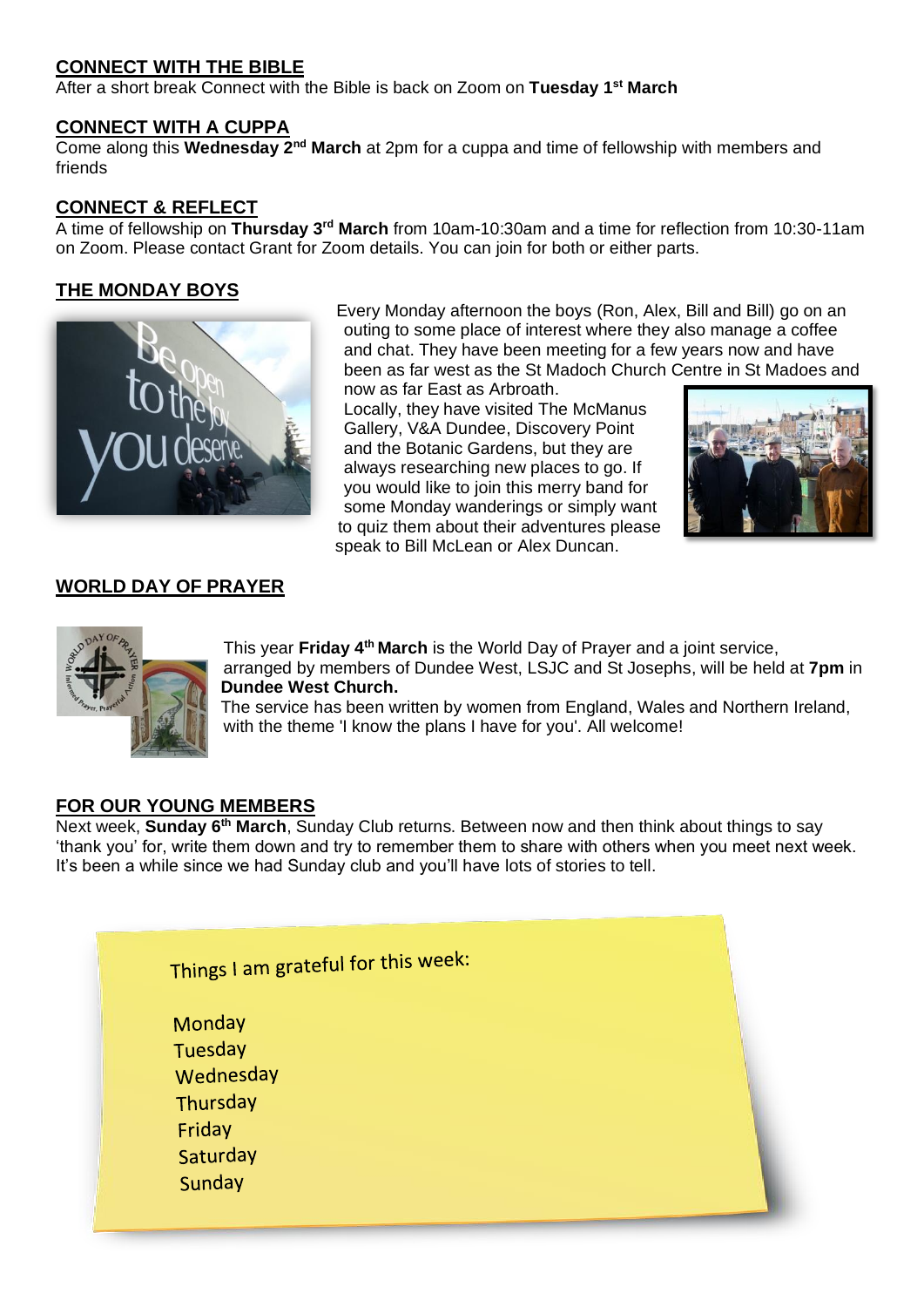## CONNECT WITH THE BIBLE

After a short break Connect with the Bible is back on Zoom on **Tuesday 1st March**

## CONNECT WITH A CUPPA

Come along this **Wednesday 2nd March** at 2pm for a cuppa and time of fellowship with members and friends

## CONNECT & REFLECT

A time of fellowship on **Thursday 3rd March** from 10am-10:30am and a time for reflection from 10:30-11am on Zoom. Please contact Grant for Zoom details. You can join for both or either parts.

## THE MONDAY BOYS

Every Monday afternoon the boys (Ron, Alex, Bill and Bill) go on an outing to some place of interest where they also manage a coffee and chat. They have been meeting for a few years now and have been as far west as the St Madoch Church Centre in St Madoes and now as far East as Arbroath.

Locally, they have visited The McManus Gallery, V&A Dundee, Discovery Point and the Botanic Gardens, but they are always researching new places to go. If you would like to join this merry band for some Monday wanderings or simply want to quiz them about their adventures please speak to Bill McLean or Alex Duncan.

## WORLD DAY OF PRAYER

This year **Friday 4th March** is the World Day of Prayer and a joint service, arranged by members of Dundee West, LSJC and St Josephs, will be held at **7pm** in **Dundee West Church.**

The service has been written by women from England, Wales and Northern Ireland, with the theme 'I know the plans I have for you'. All welcome!

## FOR OUR YOUNG MEMBERS

Next week, **Sunday 6th March**, Sunday Club returns. Between now and then think about things to say 'thank you' for, write them down and try to remember them to share with others when you meet next week. It's been a while since we had Sunday club and you'll have lots of stories to tell.

Things I am grateful for this week:

Monday
Tuesday
Wednesday
Thursday
Friday
Saturday
Sunday